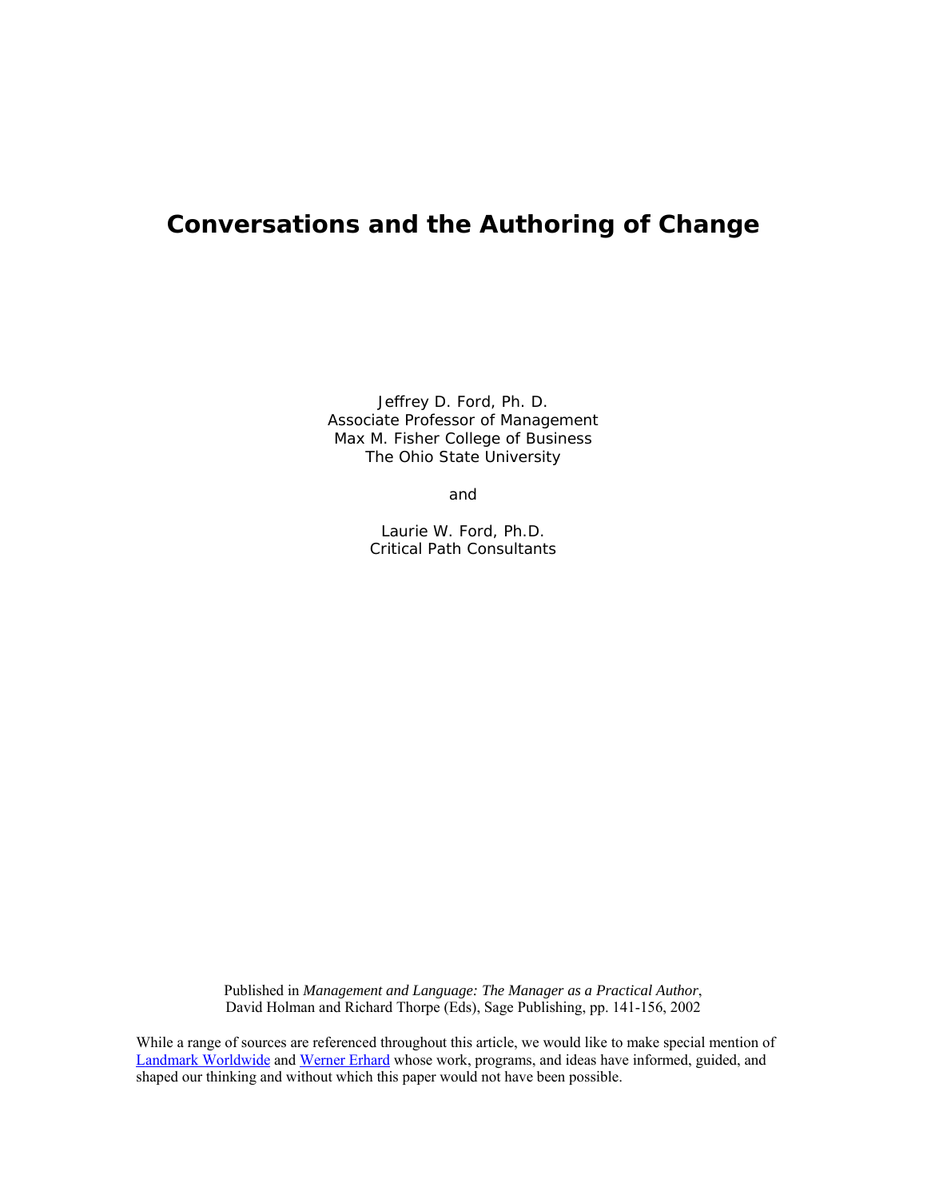# Conversations and the Authoring of Change

Jeffrey D. Ford, Ph. D.
Associate Professor of Management
Max M. Fisher College of Business
The Ohio State University

and

Laurie W. Ford, Ph.D.
Critical Path Consultants

Published in *Management and Language: The Manager as a Practical Author*, David Holman and Richard Thorpe (Eds), Sage Publishing, pp. 141-156, 2002

While a range of sources are referenced throughout this article, we would like to make special mention of Landmark Worldwide and Werner Erhard whose work, programs, and ideas have informed, guided, and shaped our thinking and without which this paper would not have been possible.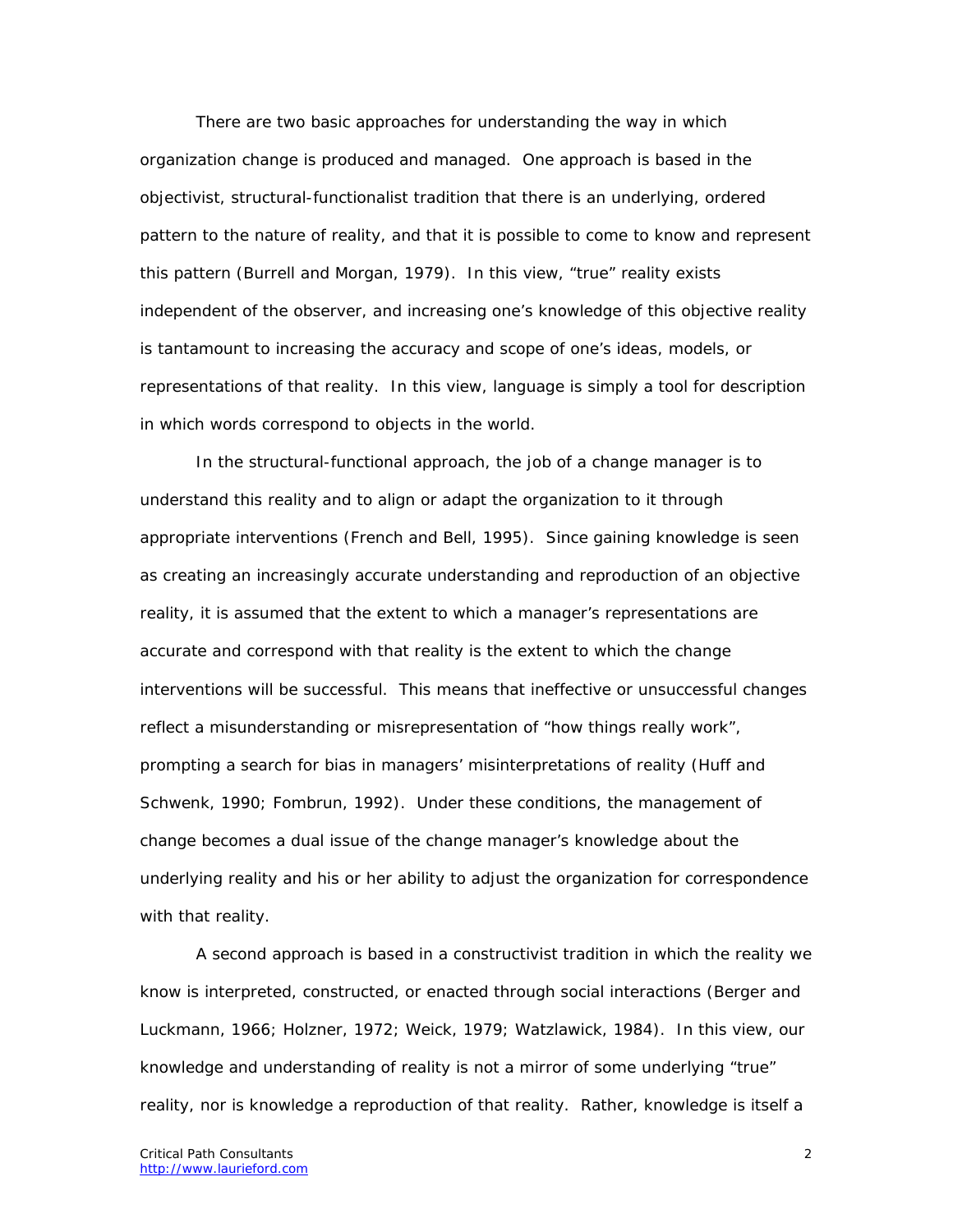There are two basic approaches for understanding the way in which organization change is produced and managed. One approach is based in the objectivist, structural-functionalist tradition that there is an underlying, ordered pattern to the nature of reality, and that it is possible to come to know and represent this pattern (Burrell and Morgan, 1979). In this view, "true" reality exists independent of the observer, and increasing one's knowledge of this objective reality is tantamount to increasing the accuracy and scope of one's ideas, models, or representations of that reality. In this view, language is simply a tool for description in which words correspond to objects in the world.

In the structural-functional approach, the job of a change manager is to understand this reality and to align or adapt the organization to it through appropriate interventions (French and Bell, 1995). Since gaining knowledge is seen as creating an increasingly accurate understanding and reproduction of an objective reality, it is assumed that the extent to which a manager's representations are accurate and correspond with that reality is the extent to which the change interventions will be successful. This means that ineffective or unsuccessful changes reflect a misunderstanding or misrepresentation of "how things really work", prompting a search for bias in managers' misinterpretations of reality (Huff and Schwenk, 1990; Fombrun, 1992). Under these conditions, the management of change becomes a dual issue of the change manager's knowledge about the underlying reality and his or her ability to adjust the organization for correspondence with that reality.

A second approach is based in a constructivist tradition in which the reality we know is interpreted, constructed, or enacted through social interactions (Berger and Luckmann, 1966; Holzner, 1972; Weick, 1979; Watzlawick, 1984). In this view, our knowledge and understanding of reality is not a mirror of some underlying "true" reality, nor is knowledge a reproduction of that reality. Rather, knowledge is itself a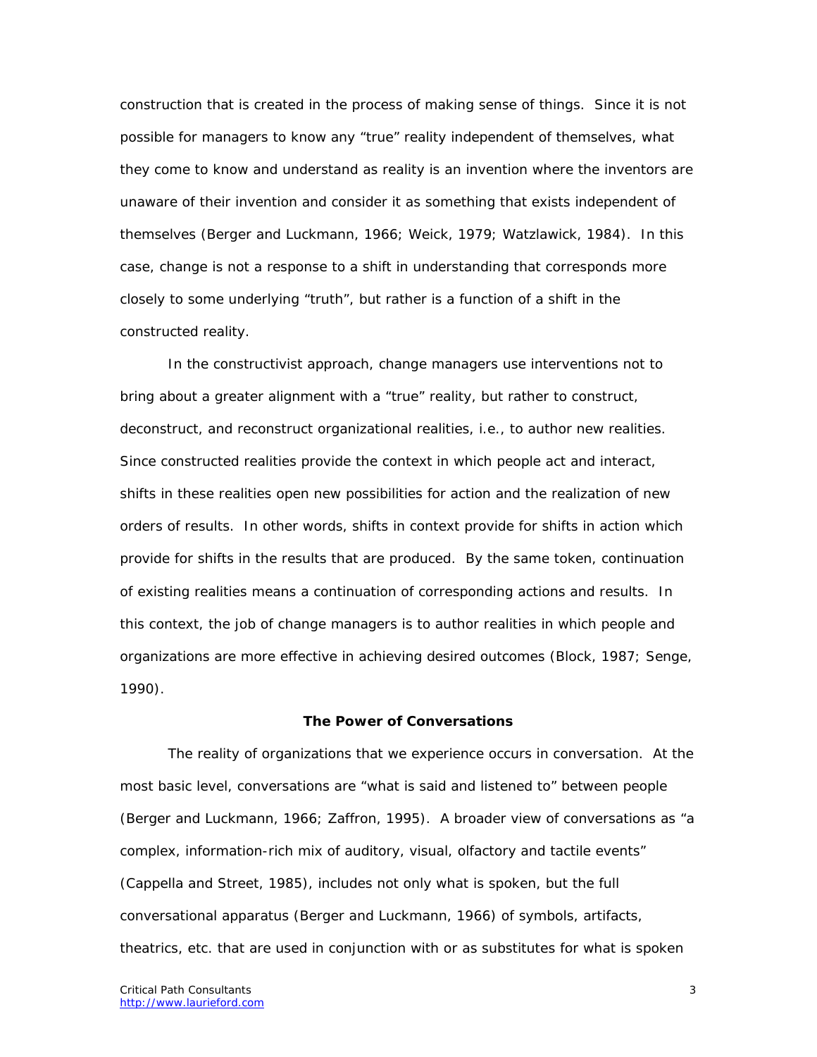construction that is created in the process of making sense of things. Since it is not possible for managers to know any "true" reality independent of themselves, what they come to know and understand as reality is an invention where the inventors are unaware of their invention and consider it as something that exists independent of themselves (Berger and Luckmann, 1966; Weick, 1979; Watzlawick, 1984). In this case, change is not a response to a shift in understanding that corresponds more closely to some underlying "truth", but rather is a function of a shift in the constructed reality.

In the constructivist approach, change managers use interventions not to bring about a greater alignment with a "true" reality, but rather to construct, deconstruct, and reconstruct organizational realities, i.e., to author new realities. Since constructed realities provide the context in which people act and interact, shifts in these realities open new possibilities for action and the realization of new orders of results. In other words, shifts in context provide for shifts in action which provide for shifts in the results that are produced. By the same token, continuation of existing realities means a continuation of corresponding actions and results. In this context, the job of change managers is to author realities in which people and organizations are more effective in achieving desired outcomes (Block, 1987; Senge, 1990).

## The Power of Conversations

The reality of organizations that we experience occurs in conversation. At the most basic level, conversations are "what is said and listened to" between people (Berger and Luckmann, 1966; Zaffron, 1995). A broader view of conversations as "a complex, information-rich mix of auditory, visual, olfactory and tactile events" (Cappella and Street, 1985), includes not only what is spoken, but the full conversational apparatus (Berger and Luckmann, 1966) of symbols, artifacts, theatrics, etc. that are used in conjunction with or as substitutes for what is spoken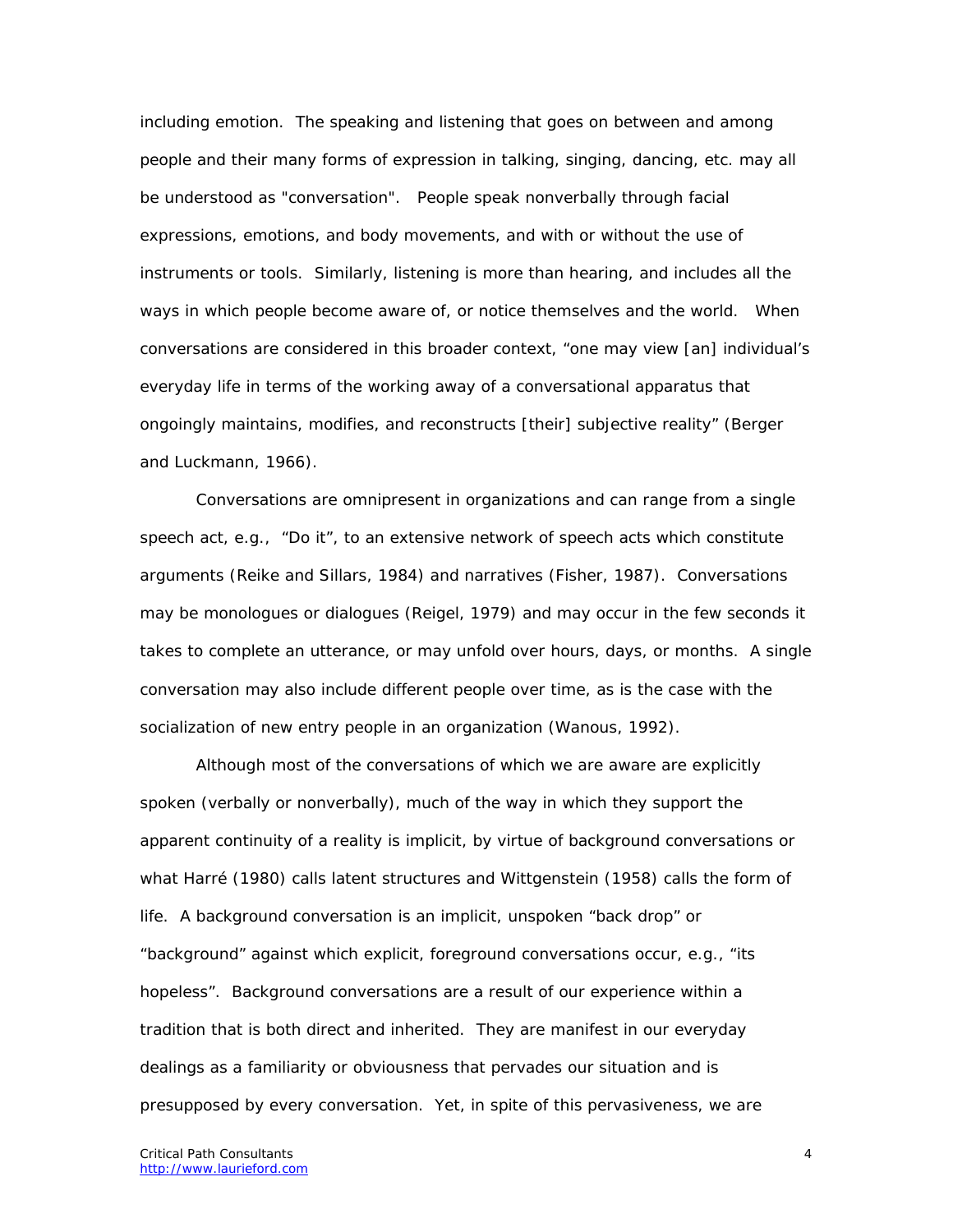including emotion. The speaking and listening that goes on between and among people and their many forms of expression in talking, singing, dancing, etc. may all be understood as "conversation". People speak nonverbally through facial expressions, emotions, and body movements, and with or without the use of instruments or tools. Similarly, listening is more than hearing, and includes all the ways in which people become aware of, or notice themselves and the world. When conversations are considered in this broader context, "one may view [an] individual's everyday life in terms of the working away of a conversational apparatus that ongoingly maintains, modifies, and reconstructs [their] subjective reality" (Berger and Luckmann, 1966).

Conversations are omnipresent in organizations and can range from a single speech act, e.g., "Do it", to an extensive network of speech acts which constitute arguments (Reike and Sillars, 1984) and narratives (Fisher, 1987). Conversations may be monologues or dialogues (Reigel, 1979) and may occur in the few seconds it takes to complete an utterance, or may unfold over hours, days, or months. A single conversation may also include different people over time, as is the case with the socialization of new entry people in an organization (Wanous, 1992).

Although most of the conversations of which we are aware are explicitly spoken (verbally or nonverbally), much of the way in which they support the apparent continuity of a reality is implicit, by virtue of background conversations or what Harré (1980) calls latent structures and Wittgenstein (1958) calls the form of life. A background conversation is an implicit, unspoken "back drop" or "background" against which explicit, foreground conversations occur, e.g., "its hopeless". Background conversations are a result of our experience within a tradition that is both direct and inherited. They are manifest in our everyday dealings as a familiarity or obviousness that pervades our situation and is presupposed by every conversation. Yet, in spite of this pervasiveness, we are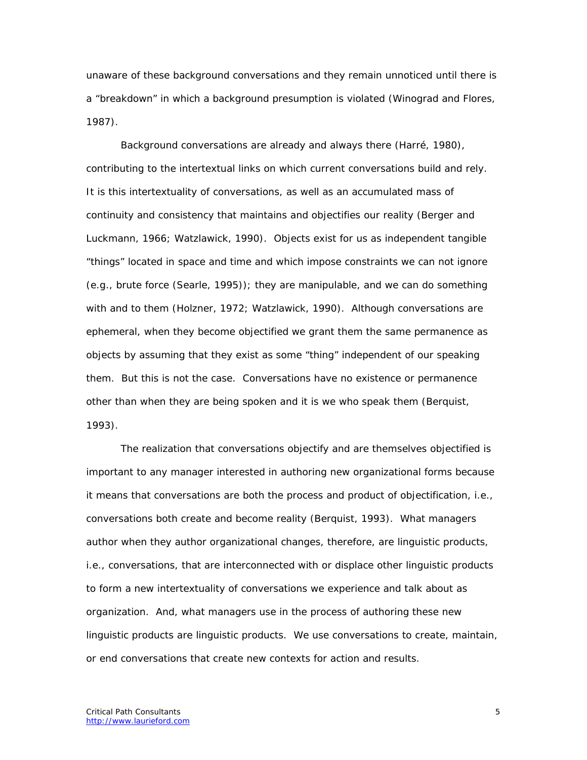unaware of these background conversations and they remain unnoticed until there is a "breakdown" in which a background presumption is violated (Winograd and Flores, 1987).

Background conversations are already and always there (Harré, 1980), contributing to the intertextual links on which current conversations build and rely. It is this intertextuality of conversations, as well as an accumulated mass of continuity and consistency that maintains and objectifies our reality (Berger and Luckmann, 1966; Watzlawick, 1990). Objects exist for us as independent tangible "things" located in space and time and which impose constraints we can not ignore (e.g., brute force (Searle, 1995)); they are manipulable, and we can do something with and to them (Holzner, 1972; Watzlawick, 1990). Although conversations are ephemeral, when they become objectified we grant them the same permanence as objects by assuming that they exist as some "thing" independent of our speaking them. But this is not the case. Conversations have no existence or permanence other than when they are being spoken and it is we who speak them (Berquist, 1993).

The realization that conversations objectify and are themselves objectified is important to any manager interested in authoring new organizational forms because it means that conversations are both the process and product of objectification, i.e., conversations both create and become reality (Berquist, 1993). What managers author when they author organizational changes, therefore, are linguistic products, i.e., conversations, that are interconnected with or displace other linguistic products to form a new intertextuality of conversations we experience and talk about as organization. And, what managers use in the process of authoring these new linguistic products are linguistic products. We use conversations to create, maintain, or end conversations that create new contexts for action and results.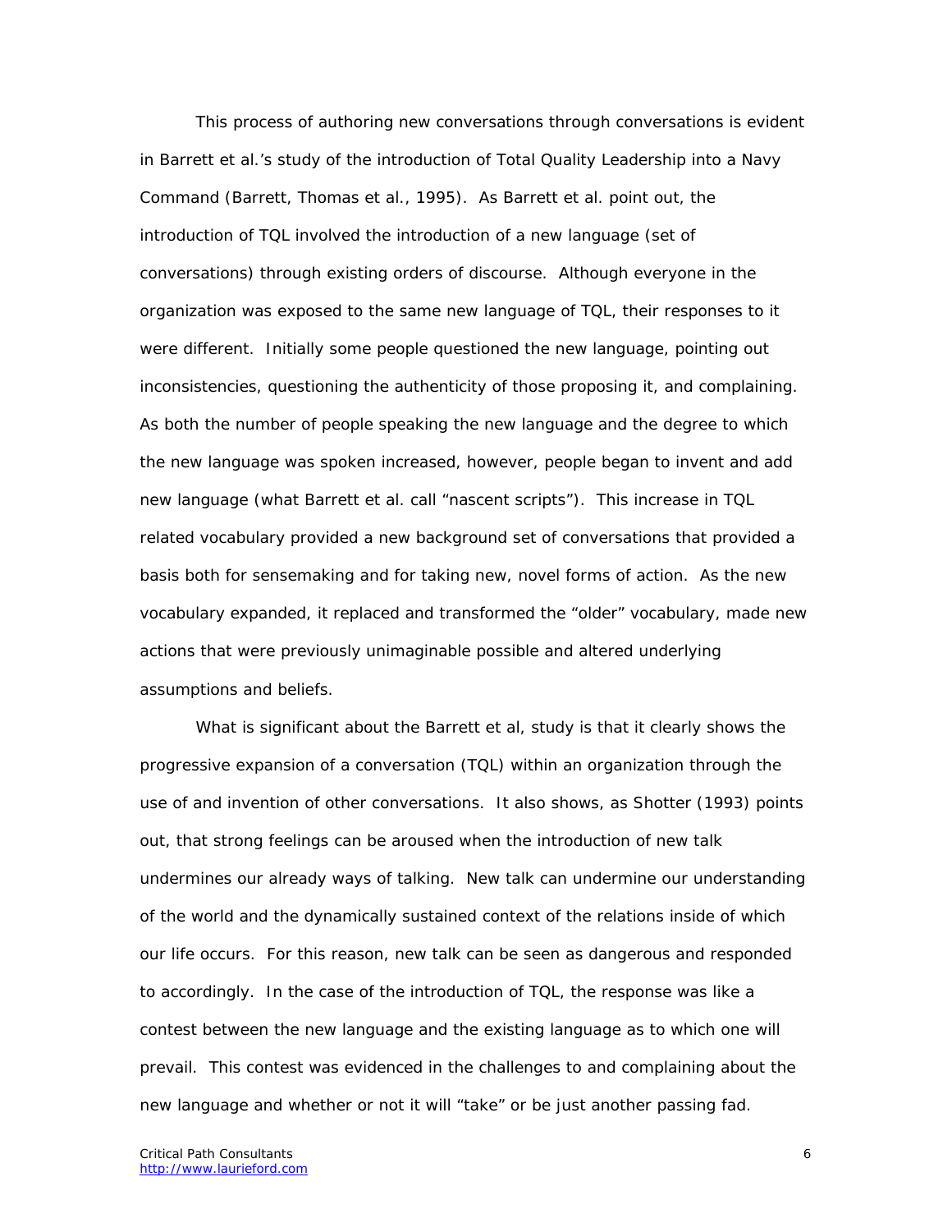This process of authoring new conversations through conversations is evident in Barrett et al.'s study of the introduction of Total Quality Leadership into a Navy Command (Barrett, Thomas et al., 1995). As Barrett et al. point out, the introduction of TQL involved the introduction of a new language (set of conversations) through existing orders of discourse. Although everyone in the organization was exposed to the same new language of TQL, their responses to it were different. Initially some people questioned the new language, pointing out inconsistencies, questioning the authenticity of those proposing it, and complaining. As both the number of people speaking the new language and the degree to which the new language was spoken increased, however, people began to invent and add new language (what Barrett et al. call "nascent scripts"). This increase in TQL related vocabulary provided a new background set of conversations that provided a basis both for sensemaking and for taking new, novel forms of action. As the new vocabulary expanded, it replaced and transformed the "older" vocabulary, made new actions that were previously unimaginable possible and altered underlying assumptions and beliefs.

What is significant about the Barrett et al, study is that it clearly shows the progressive expansion of a conversation (TQL) within an organization through the use of and invention of other conversations. It also shows, as Shotter (1993) points out, that strong feelings can be aroused when the introduction of new talk undermines our already ways of talking. New talk can undermine our understanding of the world and the dynamically sustained context of the relations inside of which our life occurs. For this reason, new talk can be seen as dangerous and responded to accordingly. In the case of the introduction of TQL, the response was like a contest between the new language and the existing language as to which one will prevail. This contest was evidenced in the challenges to and complaining about the new language and whether or not it will "take" or be just another passing fad.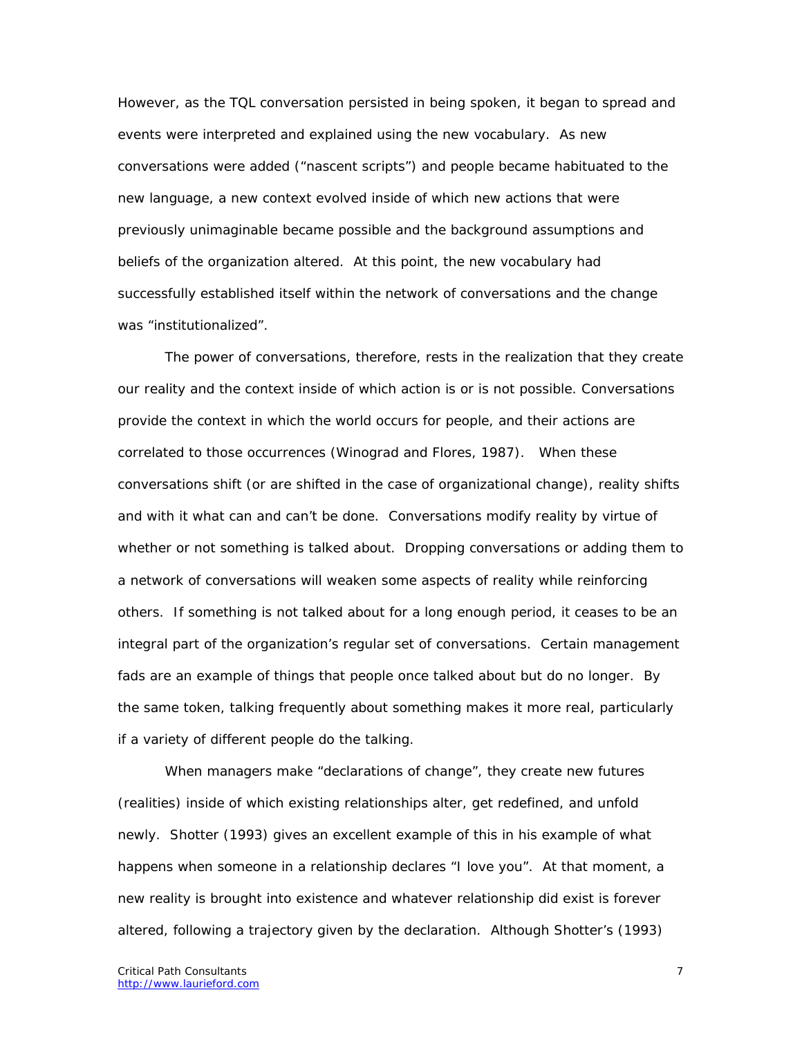However, as the TQL conversation persisted in being spoken, it began to spread and events were interpreted and explained using the new vocabulary. As new conversations were added ("nascent scripts") and people became habituated to the new language, a new context evolved inside of which new actions that were previously unimaginable became possible and the background assumptions and beliefs of the organization altered. At this point, the new vocabulary had successfully established itself within the network of conversations and the change was "institutionalized".

The power of conversations, therefore, rests in the realization that they create our reality and the context inside of which action is or is not possible. Conversations provide the context in which the world occurs for people, and their actions are correlated to those occurrences (Winograd and Flores, 1987). When these conversations shift (or are shifted in the case of organizational change), reality shifts and with it what can and can't be done. Conversations modify reality by virtue of whether or not something is talked about. Dropping conversations or adding them to a network of conversations will weaken some aspects of reality while reinforcing others. If something is not talked about for a long enough period, it ceases to be an integral part of the organization's regular set of conversations. Certain management fads are an example of things that people once talked about but do no longer. By the same token, talking frequently about something makes it more real, particularly if a variety of different people do the talking.

When managers make "declarations of change", they create new futures (realities) inside of which existing relationships alter, get redefined, and unfold newly. Shotter (1993) gives an excellent example of this in his example of what happens when someone in a relationship declares "I love you". At that moment, a new reality is brought into existence and whatever relationship did exist is forever altered, following a trajectory given by the declaration. Although Shotter's (1993)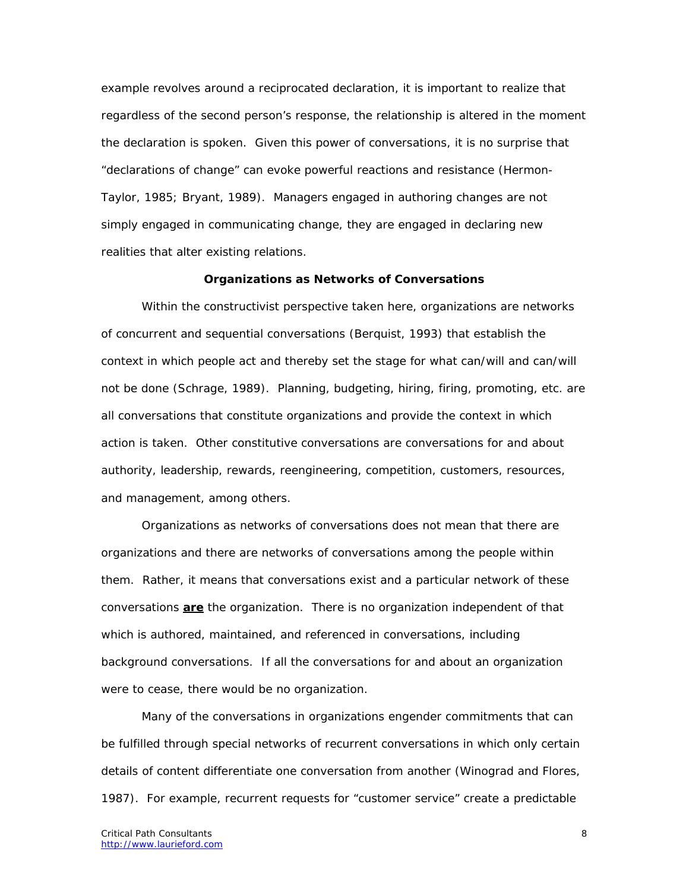example revolves around a reciprocated declaration, it is important to realize that regardless of the second person's response, the relationship is altered in the moment the declaration is spoken. Given this power of conversations, it is no surprise that "declarations of change" can evoke powerful reactions and resistance (Hermon-Taylor, 1985; Bryant, 1989). Managers engaged in authoring changes are not simply engaged in communicating change, they are engaged in declaring new realities that alter existing relations.

### Organizations as Networks of Conversations

Within the constructivist perspective taken here, organizations are networks of concurrent and sequential conversations (Berquist, 1993) that establish the context in which people act and thereby set the stage for what can/will and can/will not be done (Schrage, 1989). Planning, budgeting, hiring, firing, promoting, etc. are all conversations that constitute organizations and provide the context in which action is taken. Other constitutive conversations are conversations for and about authority, leadership, rewards, reengineering, competition, customers, resources, and management, among others.

Organizations as networks of conversations does not mean that there are organizations and there are networks of conversations among the people within them. Rather, it means that conversations exist and a particular network of these conversations **are** the organization. There is no organization independent of that which is authored, maintained, and referenced in conversations, including background conversations. If all the conversations for and about an organization were to cease, there would be no organization.

Many of the conversations in organizations engender commitments that can be fulfilled through special networks of recurrent conversations in which only certain details of content differentiate one conversation from another (Winograd and Flores, 1987). For example, recurrent requests for "customer service" create a predictable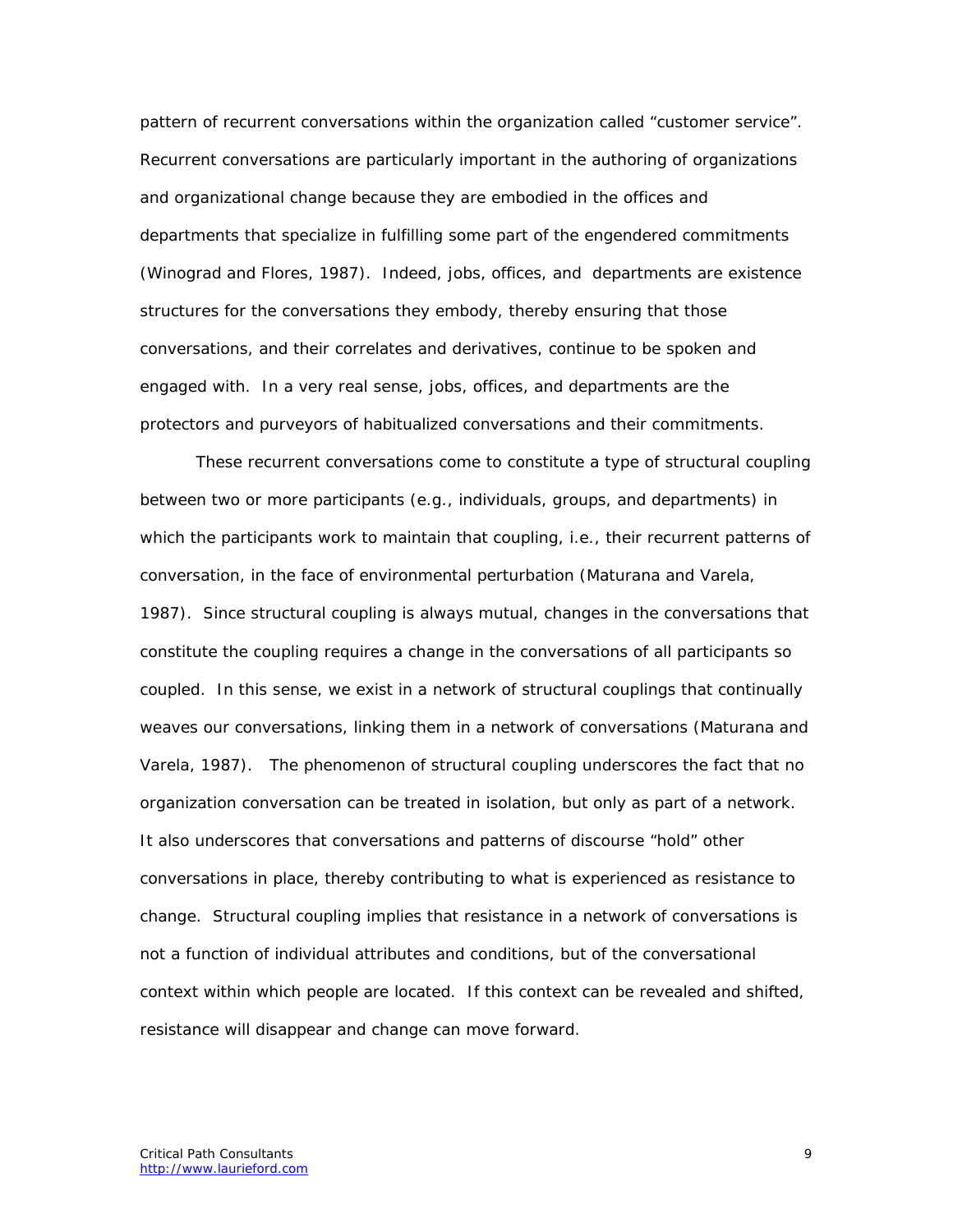pattern of recurrent conversations within the organization called "customer service". Recurrent conversations are particularly important in the authoring of organizations and organizational change because they are embodied in the offices and departments that specialize in fulfilling some part of the engendered commitments (Winograd and Flores, 1987). Indeed, jobs, offices, and departments are existence structures for the conversations they embody, thereby ensuring that those conversations, and their correlates and derivatives, continue to be spoken and engaged with. In a very real sense, jobs, offices, and departments are the protectors and purveyors of habitualized conversations and their commitments.

These recurrent conversations come to constitute a type of structural coupling between two or more participants (e.g., individuals, groups, and departments) in which the participants work to maintain that coupling, i.e., their recurrent patterns of conversation, in the face of environmental perturbation (Maturana and Varela, 1987). Since structural coupling is always mutual, changes in the conversations that constitute the coupling requires a change in the conversations of all participants so coupled. In this sense, we exist in a network of structural couplings that continually weaves our conversations, linking them in a network of conversations (Maturana and Varela, 1987). The phenomenon of structural coupling underscores the fact that no organization conversation can be treated in isolation, but only as part of a network. It also underscores that conversations and patterns of discourse "hold" other conversations in place, thereby contributing to what is experienced as resistance to change. Structural coupling implies that resistance in a network of conversations is not a function of individual attributes and conditions, but of the conversational context within which people are located. If this context can be revealed and shifted, resistance will disappear and change can move forward.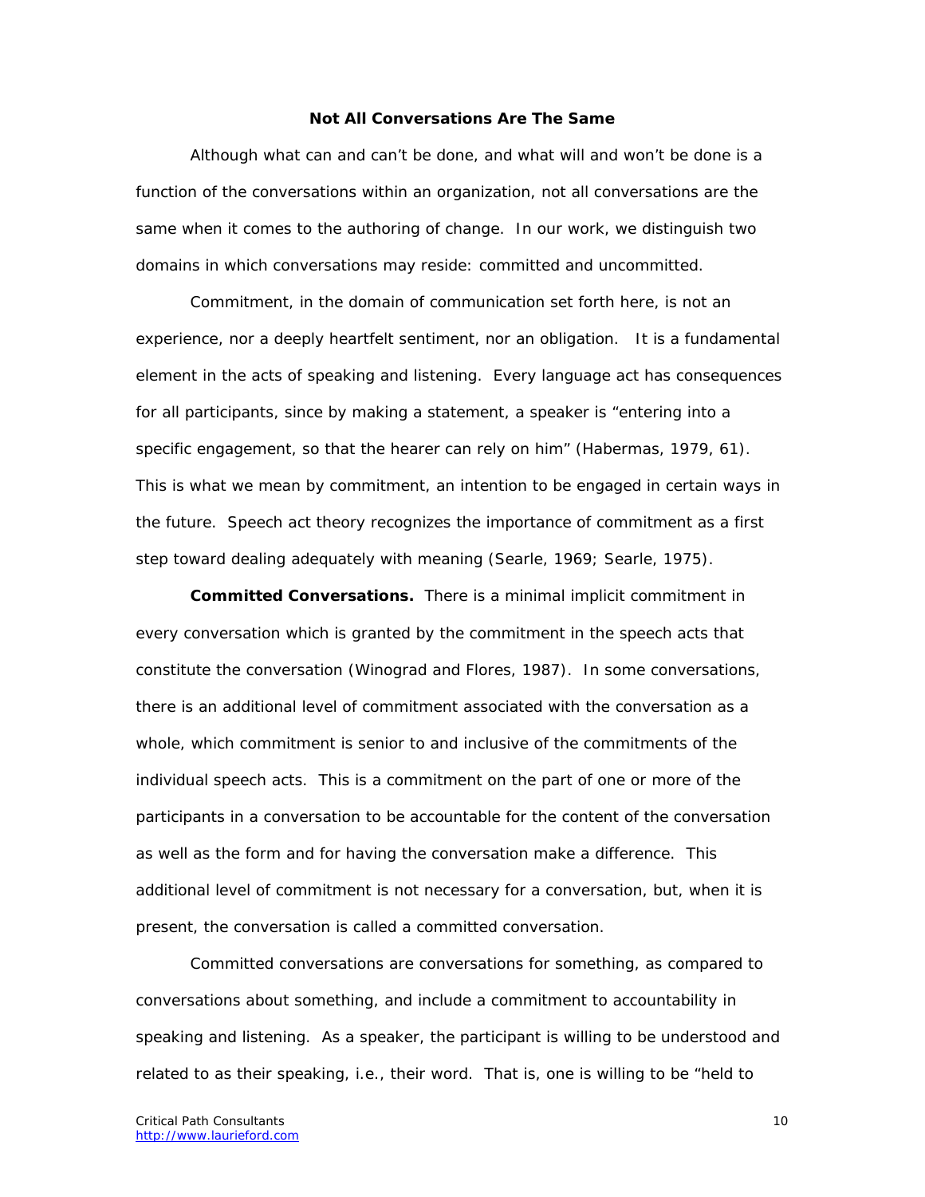### Not All Conversations Are The Same

Although what can and can't be done, and what will and won't be done is a function of the conversations within an organization, not all conversations are the same when it comes to the authoring of change. In our work, we distinguish two domains in which conversations may reside: committed and uncommitted.

Commitment, in the domain of communication set forth here, is not an experience, nor a deeply heartfelt sentiment, nor an obligation. It is a fundamental element in the acts of speaking and listening. Every language act has consequences for all participants, since by making a statement, a speaker is "entering into a specific engagement, so that the hearer can rely on him" (Habermas, 1979, 61). This is what we mean by commitment, an intention to be engaged in certain ways in the future. Speech act theory recognizes the importance of commitment as a first step toward dealing adequately with meaning (Searle, 1969; Searle, 1975).

**Committed Conversations.** There is a minimal implicit commitment in every conversation which is granted by the commitment in the speech acts that constitute the conversation (Winograd and Flores, 1987). In some conversations, there is an additional level of commitment associated with the conversation as a whole, which commitment is senior to and inclusive of the commitments of the individual speech acts. This is a commitment on the part of one or more of the participants in a conversation to be accountable for the content of the conversation as well as the form and for having the conversation make a difference. This additional level of commitment is not necessary for a conversation, but, when it is present, the conversation is called a committed conversation.

Committed conversations are conversations for something, as compared to conversations about something, and include a commitment to accountability in speaking and listening. As a speaker, the participant is willing to be understood and related to as their speaking, i.e., their word. That is, one is willing to be "held to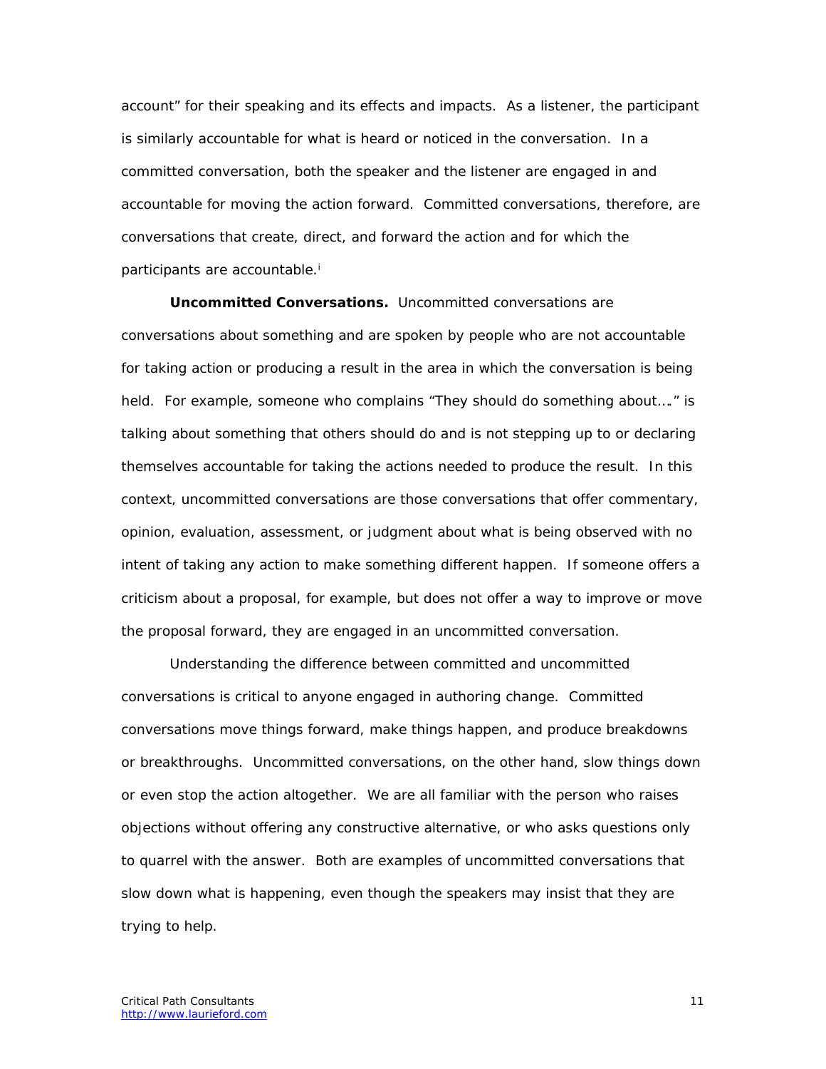account" for their speaking and its effects and impacts. As a listener, the participant is similarly accountable for what is heard or noticed in the conversation. In a committed conversation, both the speaker and the listener are engaged in and accountable for moving the action forward. Committed conversations, therefore, are conversations that create, direct, and forward the action and for which the participants are accountable.[i]

**Uncommitted Conversations.** Uncommitted conversations are conversations about something and are spoken by people who are not accountable for taking action or producing a result in the area in which the conversation is being held. For example, someone who complains "They should do something about…." is talking about something that others should do and is not stepping up to or declaring themselves accountable for taking the actions needed to produce the result. In this context, uncommitted conversations are those conversations that offer commentary, opinion, evaluation, assessment, or judgment about what is being observed with no intent of taking any action to make something different happen. If someone offers a criticism about a proposal, for example, but does not offer a way to improve or move the proposal forward, they are engaged in an uncommitted conversation.

Understanding the difference between committed and uncommitted conversations is critical to anyone engaged in authoring change. Committed conversations move things forward, make things happen, and produce breakdowns or breakthroughs. Uncommitted conversations, on the other hand, slow things down or even stop the action altogether. We are all familiar with the person who raises objections without offering any constructive alternative, or who asks questions only to quarrel with the answer. Both are examples of uncommitted conversations that slow down what is happening, even though the speakers may insist that they are trying to help.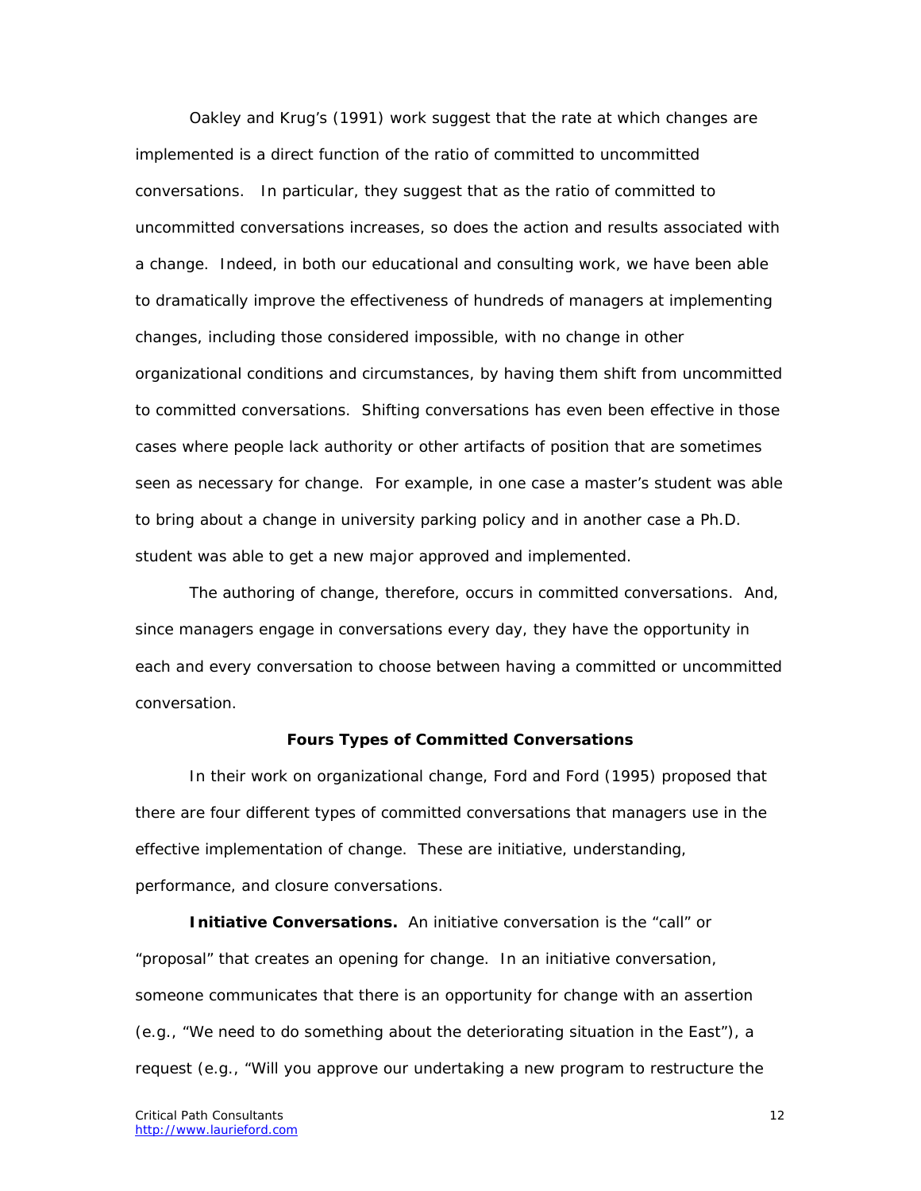Oakley and Krug's (1991) work suggest that the rate at which changes are implemented is a direct function of the ratio of committed to uncommitted conversations. In particular, they suggest that as the ratio of committed to uncommitted conversations increases, so does the action and results associated with a change. Indeed, in both our educational and consulting work, we have been able to dramatically improve the effectiveness of hundreds of managers at implementing changes, including those considered impossible, with no change in other organizational conditions and circumstances, by having them shift from uncommitted to committed conversations. Shifting conversations has even been effective in those cases where people lack authority or other artifacts of position that are sometimes seen as necessary for change. For example, in one case a master's student was able to bring about a change in university parking policy and in another case a Ph.D. student was able to get a new major approved and implemented.

The authoring of change, therefore, occurs in committed conversations. And, since managers engage in conversations every day, they have the opportunity in each and every conversation to choose between having a committed or uncommitted conversation.

### Fours Types of Committed Conversations

In their work on organizational change, Ford and Ford (1995) proposed that there are four different types of committed conversations that managers use in the effective implementation of change. These are initiative, understanding, performance, and closure conversations.

**Initiative Conversations.** An initiative conversation is the "call" or "proposal" that creates an opening for change. In an initiative conversation, someone communicates that there is an opportunity for change with an assertion (e.g., "We need to do something about the deteriorating situation in the East"), a request (e.g., "Will you approve our undertaking a new program to restructure the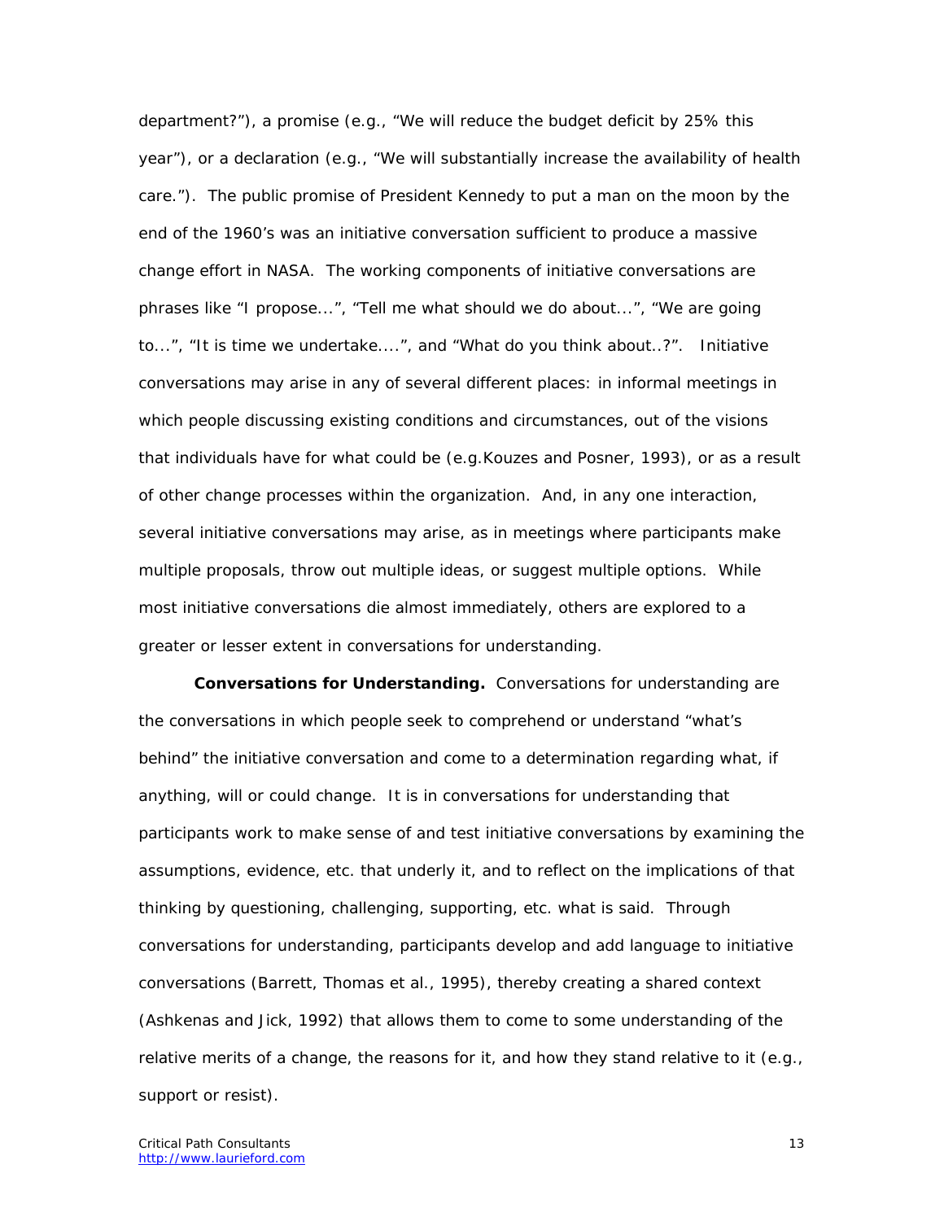department?"), a promise (e.g., "We will reduce the budget deficit by 25% this year"), or a declaration (e.g., "We will substantially increase the availability of health care."). The public promise of President Kennedy to put a man on the moon by the end of the 1960's was an initiative conversation sufficient to produce a massive change effort in NASA. The working components of initiative conversations are phrases like "I propose...", "Tell me what should we do about...", "We are going to...", "It is time we undertake....", and "What do you think about..?". Initiative conversations may arise in any of several different places: in informal meetings in which people discussing existing conditions and circumstances, out of the visions that individuals have for what could be (e.g.Kouzes and Posner, 1993), or as a result of other change processes within the organization. And, in any one interaction, several initiative conversations may arise, as in meetings where participants make multiple proposals, throw out multiple ideas, or suggest multiple options. While most initiative conversations die almost immediately, others are explored to a greater or lesser extent in conversations for understanding.

**Conversations for Understanding.** Conversations for understanding are the conversations in which people seek to comprehend or understand "what's behind" the initiative conversation and come to a determination regarding what, if anything, will or could change. It is in conversations for understanding that participants work to make sense of and test initiative conversations by examining the assumptions, evidence, etc. that underly it, and to reflect on the implications of that thinking by questioning, challenging, supporting, etc. what is said. Through conversations for understanding, participants develop and add language to initiative conversations (Barrett, Thomas et al., 1995), thereby creating a shared context (Ashkenas and Jick, 1992) that allows them to come to some understanding of the relative merits of a change, the reasons for it, and how they stand relative to it (e.g., support or resist).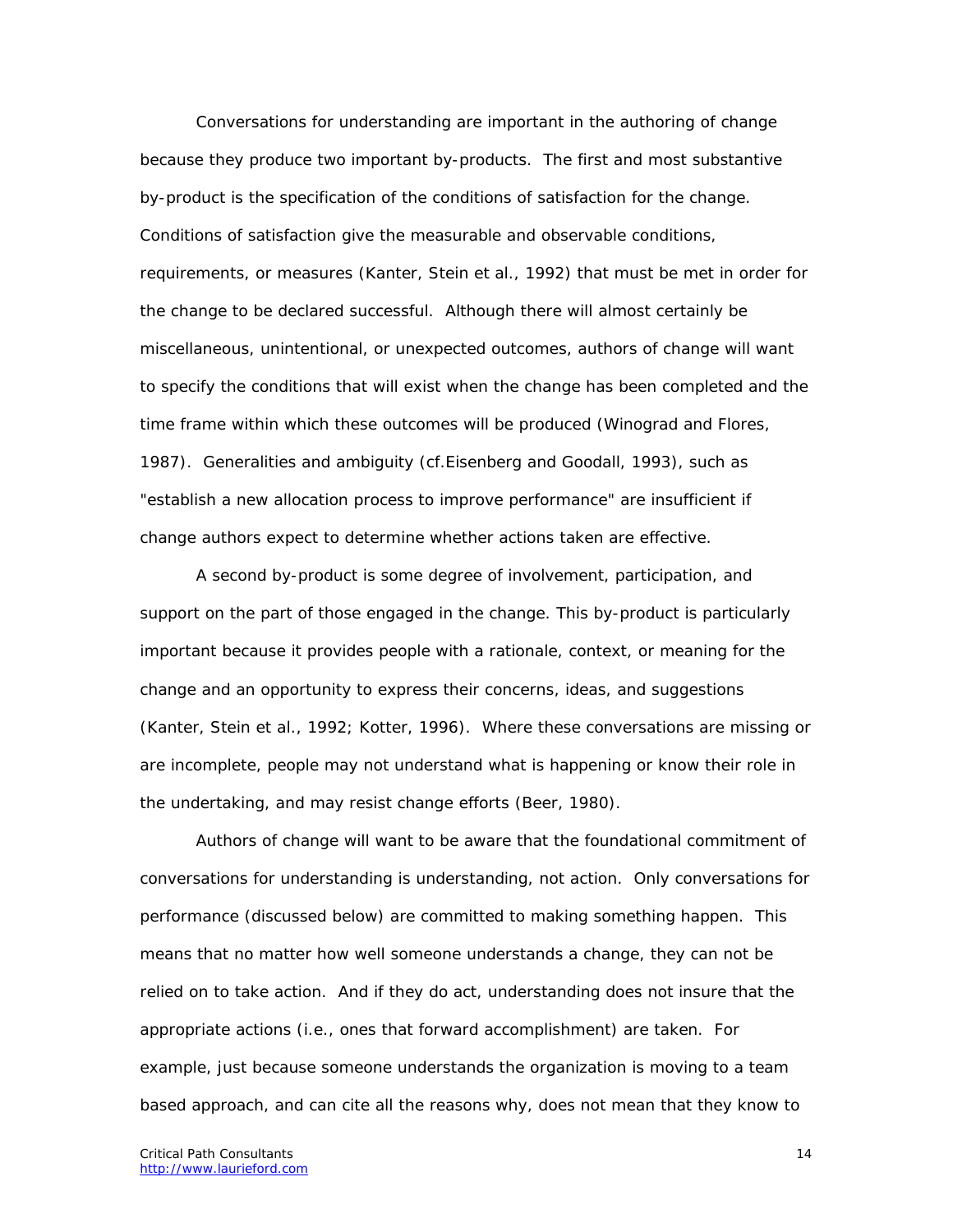Conversations for understanding are important in the authoring of change because they produce two important by-products. The first and most substantive by-product is the specification of the conditions of satisfaction for the change. Conditions of satisfaction give the measurable and observable conditions, requirements, or measures (Kanter, Stein et al., 1992) that must be met in order for the change to be declared successful. Although there will almost certainly be miscellaneous, unintentional, or unexpected outcomes, authors of change will want to specify the conditions that will exist when the change has been completed and the time frame within which these outcomes will be produced (Winograd and Flores, 1987). Generalities and ambiguity (cf.Eisenberg and Goodall, 1993), such as "establish a new allocation process to improve performance" are insufficient if change authors expect to determine whether actions taken are effective.

A second by-product is some degree of involvement, participation, and support on the part of those engaged in the change. This by-product is particularly important because it provides people with a rationale, context, or meaning for the change and an opportunity to express their concerns, ideas, and suggestions (Kanter, Stein et al., 1992; Kotter, 1996). Where these conversations are missing or are incomplete, people may not understand what is happening or know their role in the undertaking, and may resist change efforts (Beer, 1980).

Authors of change will want to be aware that the foundational commitment of conversations for understanding is understanding, not action. Only conversations for performance (discussed below) are committed to making something happen. This means that no matter how well someone understands a change, they can not be relied on to take action. And if they do act, understanding does not insure that the appropriate actions (i.e., ones that forward accomplishment) are taken. For example, just because someone understands the organization is moving to a team based approach, and can cite all the reasons why, does not mean that they know to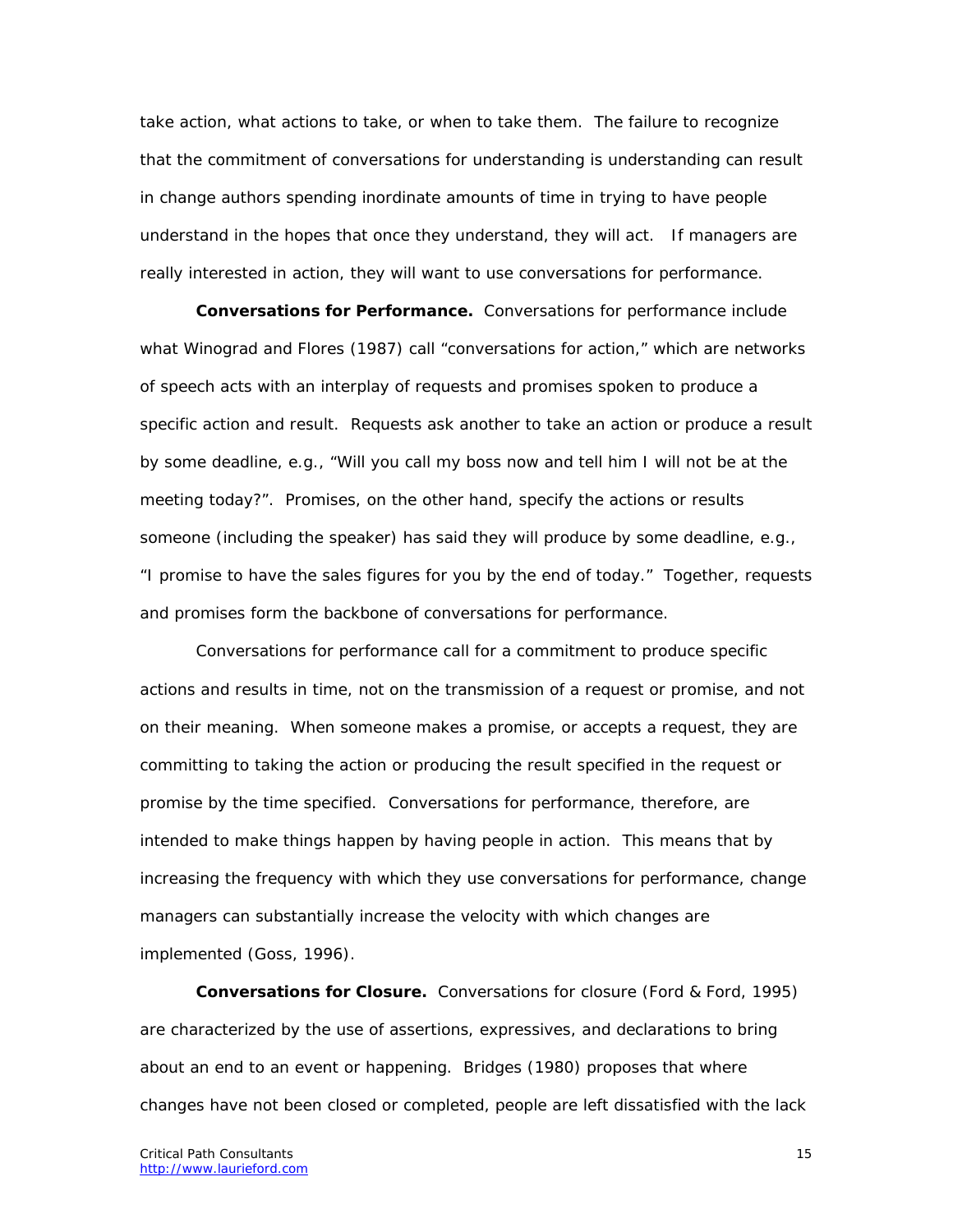take action, what actions to take, or when to take them. The failure to recognize that the commitment of conversations for understanding is understanding can result in change authors spending inordinate amounts of time in trying to have people understand in the hopes that once they understand, they will act. If managers are really interested in action, they will want to use conversations for performance.

**Conversations for Performance.** Conversations for performance include what Winograd and Flores (1987) call "conversations for action," which are networks of speech acts with an interplay of requests and promises spoken to produce a specific action and result. Requests ask another to take an action or produce a result by some deadline, e.g., "Will you call my boss now and tell him I will not be at the meeting today?". Promises, on the other hand, specify the actions or results someone (including the speaker) has said they will produce by some deadline, e.g., "I promise to have the sales figures for you by the end of today." Together, requests and promises form the backbone of conversations for performance.

Conversations for performance call for a commitment to produce specific actions and results in time, not on the transmission of a request or promise, and not on their meaning. When someone makes a promise, or accepts a request, they are committing to taking the action or producing the result specified in the request or promise by the time specified. Conversations for performance, therefore, are intended to make things happen by having people in action. This means that by increasing the frequency with which they use conversations for performance, change managers can substantially increase the velocity with which changes are implemented (Goss, 1996).

**Conversations for Closure.** Conversations for closure (Ford & Ford, 1995) are characterized by the use of assertions, expressives, and declarations to bring about an end to an event or happening. Bridges (1980) proposes that where changes have not been closed or completed, people are left dissatisfied with the lack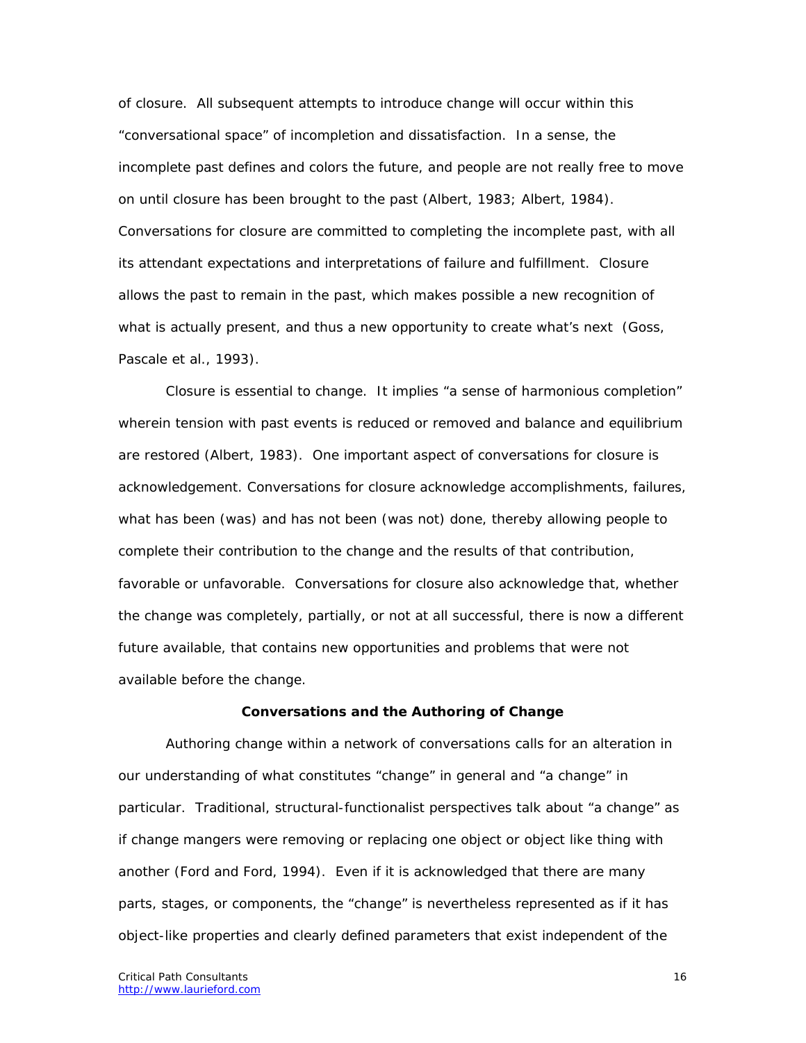of closure. All subsequent attempts to introduce change will occur within this "conversational space" of incompletion and dissatisfaction. In a sense, the incomplete past defines and colors the future, and people are not really free to move on until closure has been brought to the past (Albert, 1983; Albert, 1984). Conversations for closure are committed to completing the incomplete past, with all its attendant expectations and interpretations of failure and fulfillment. Closure allows the past to remain in the past, which makes possible a new recognition of what is actually present, and thus a new opportunity to create what's next (Goss, Pascale et al., 1993).

Closure is essential to change. It implies "a sense of harmonious completion" wherein tension with past events is reduced or removed and balance and equilibrium are restored (Albert, 1983). One important aspect of conversations for closure is acknowledgement. Conversations for closure acknowledge accomplishments, failures, what has been (was) and has not been (was not) done, thereby allowing people to complete their contribution to the change and the results of that contribution, favorable or unfavorable. Conversations for closure also acknowledge that, whether the change was completely, partially, or not at all successful, there is now a different future available, that contains new opportunities and problems that were not available before the change.

**Conversations and the Authoring of Change**

Authoring change within a network of conversations calls for an alteration in our understanding of what constitutes "change" in general and "a change" in particular. Traditional, structural-functionalist perspectives talk about "a change" as if change mangers were removing or replacing one object or object like thing with another (Ford and Ford, 1994). Even if it is acknowledged that there are many parts, stages, or components, the "change" is nevertheless represented as if it has object-like properties and clearly defined parameters that exist independent of the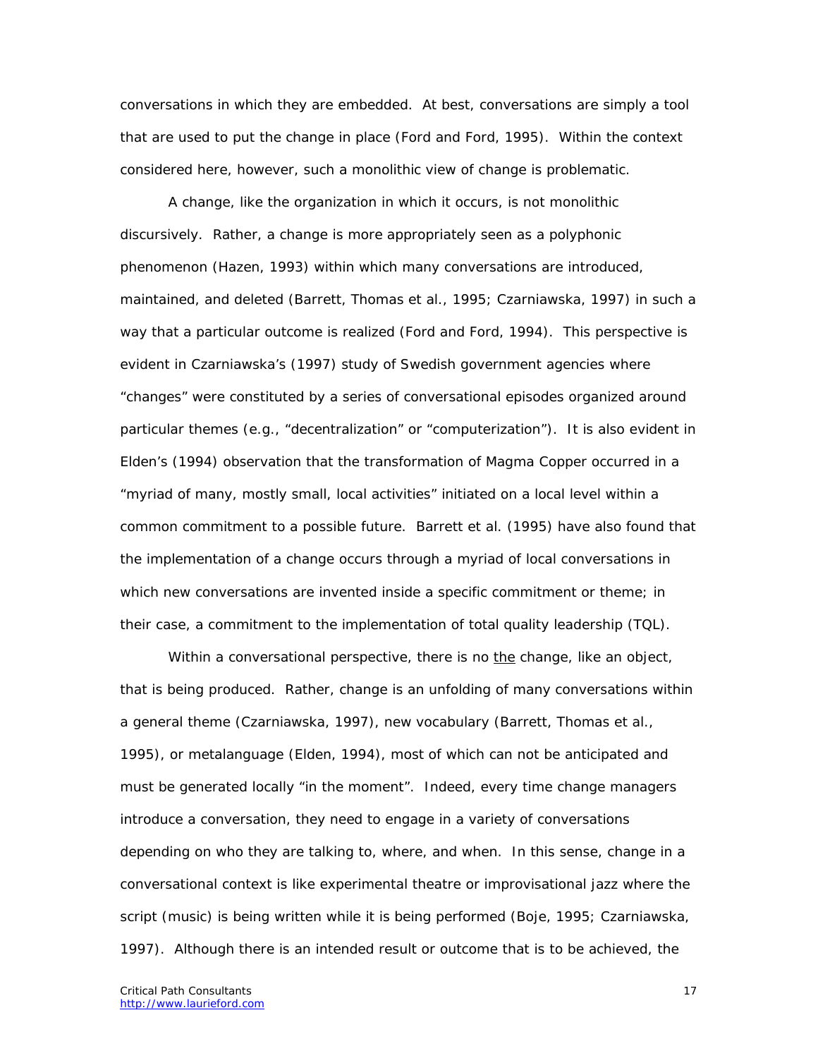conversations in which they are embedded. At best, conversations are simply a tool that are used to put the change in place (Ford and Ford, 1995). Within the context considered here, however, such a monolithic view of change is problematic.

A change, like the organization in which it occurs, is not monolithic discursively. Rather, a change is more appropriately seen as a polyphonic phenomenon (Hazen, 1993) within which many conversations are introduced, maintained, and deleted (Barrett, Thomas et al., 1995; Czarniawska, 1997) in such a way that a particular outcome is realized (Ford and Ford, 1994). This perspective is evident in Czarniawska's (1997) study of Swedish government agencies where "changes" were constituted by a series of conversational episodes organized around particular themes (e.g., "decentralization" or "computerization"). It is also evident in Elden's (1994) observation that the transformation of Magma Copper occurred in a "myriad of many, mostly small, local activities" initiated on a local level within a common commitment to a possible future. Barrett et al. (1995) have also found that the implementation of a change occurs through a myriad of local conversations in which new conversations are invented inside a specific commitment or theme; in their case, a commitment to the implementation of total quality leadership (TQL).

Within a conversational perspective, there is no <u>the</u> change, like an object, that is being produced. Rather, change is an unfolding of many conversations within a general theme (Czarniawska, 1997), new vocabulary (Barrett, Thomas et al., 1995), or metalanguage (Elden, 1994), most of which can not be anticipated and must be generated locally "in the moment". Indeed, every time change managers introduce a conversation, they need to engage in a variety of conversations depending on who they are talking to, where, and when. In this sense, change in a conversational context is like experimental theatre or improvisational jazz where the script (music) is being written while it is being performed (Boje, 1995; Czarniawska, 1997). Although there is an intended result or outcome that is to be achieved, the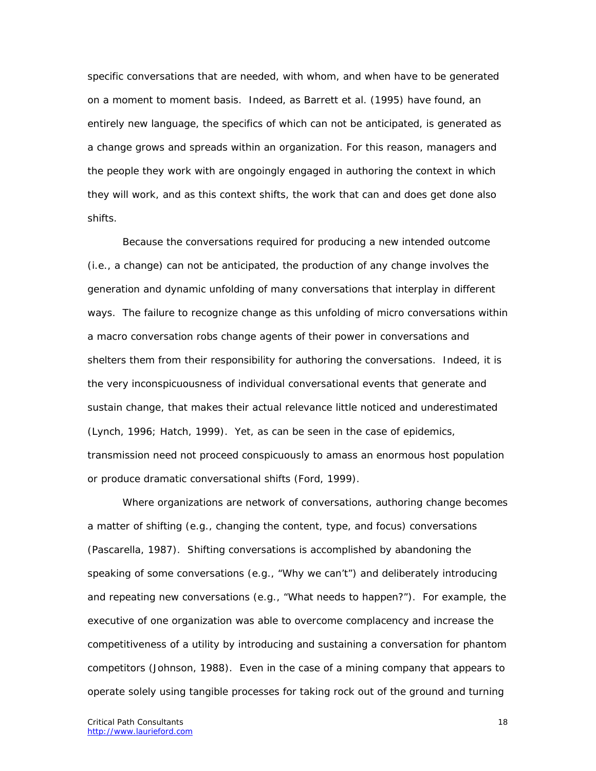specific conversations that are needed, with whom, and when have to be generated on a moment to moment basis. Indeed, as Barrett et al. (1995) have found, an entirely new language, the specifics of which can not be anticipated, is generated as a change grows and spreads within an organization. For this reason, managers and the people they work with are ongoingly engaged in authoring the context in which they will work, and as this context shifts, the work that can and does get done also shifts.

Because the conversations required for producing a new intended outcome (i.e., a change) can not be anticipated, the production of any change involves the generation and dynamic unfolding of many conversations that interplay in different ways. The failure to recognize change as this unfolding of micro conversations within a macro conversation robs change agents of their power in conversations and shelters them from their responsibility for authoring the conversations. Indeed, it is the very inconspicuousness of individual conversational events that generate and sustain change, that makes their actual relevance little noticed and underestimated (Lynch, 1996; Hatch, 1999). Yet, as can be seen in the case of epidemics, transmission need not proceed conspicuously to amass an enormous host population or produce dramatic conversational shifts (Ford, 1999).

Where organizations are network of conversations, authoring change becomes a matter of shifting (e.g., changing the content, type, and focus) conversations (Pascarella, 1987). Shifting conversations is accomplished by abandoning the speaking of some conversations (e.g., "Why we can't") and deliberately introducing and repeating new conversations (e.g., "What needs to happen?"). For example, the executive of one organization was able to overcome complacency and increase the competitiveness of a utility by introducing and sustaining a conversation for phantom competitors (Johnson, 1988). Even in the case of a mining company that appears to operate solely using tangible processes for taking rock out of the ground and turning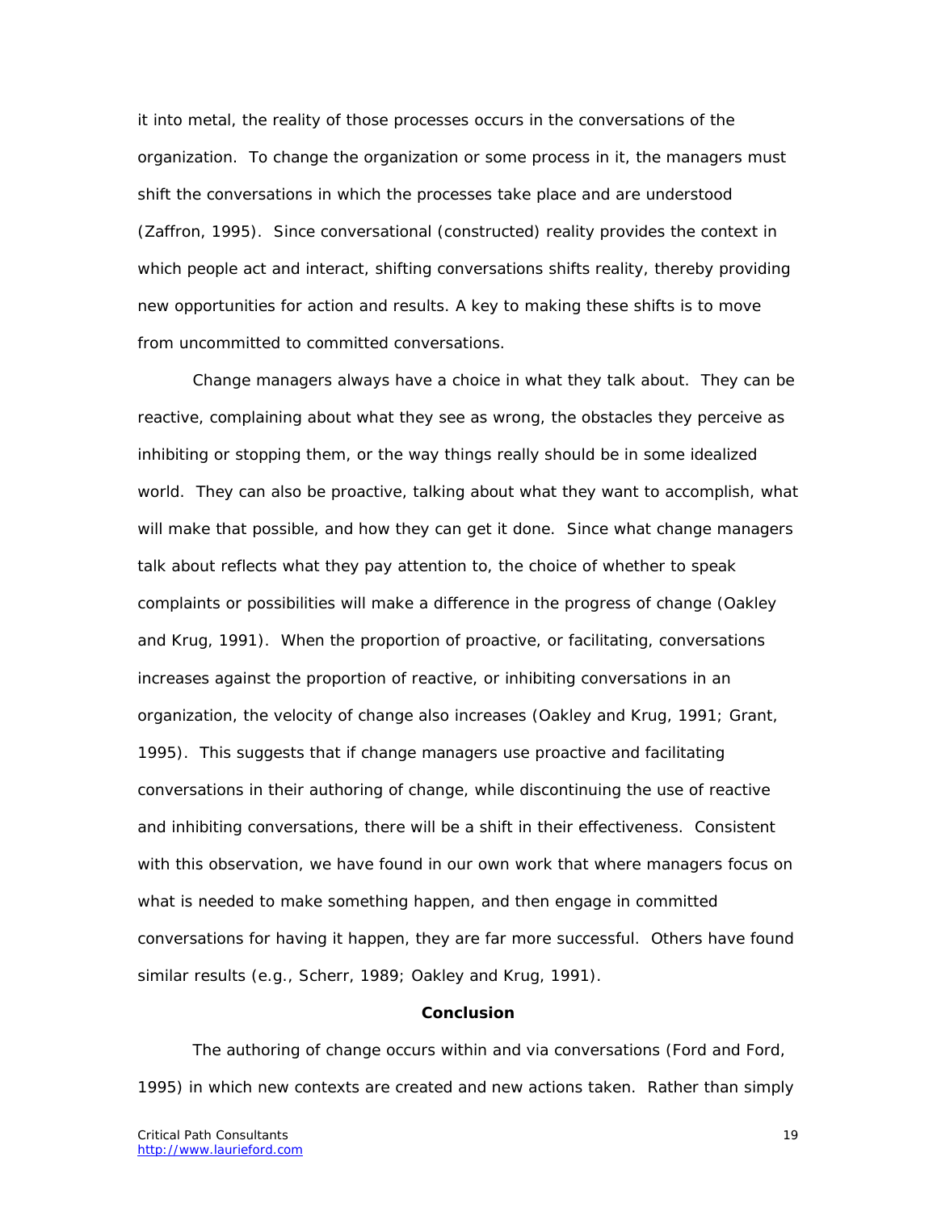it into metal, the reality of those processes occurs in the conversations of the organization. To change the organization or some process in it, the managers must shift the conversations in which the processes take place and are understood (Zaffron, 1995). Since conversational (constructed) reality provides the context in which people act and interact, shifting conversations shifts reality, thereby providing new opportunities for action and results. A key to making these shifts is to move from uncommitted to committed conversations.

Change managers always have a choice in what they talk about. They can be reactive, complaining about what they see as wrong, the obstacles they perceive as inhibiting or stopping them, or the way things really should be in some idealized world. They can also be proactive, talking about what they want to accomplish, what will make that possible, and how they can get it done. Since what change managers talk about reflects what they pay attention to, the choice of whether to speak complaints or possibilities will make a difference in the progress of change (Oakley and Krug, 1991). When the proportion of proactive, or facilitating, conversations increases against the proportion of reactive, or inhibiting conversations in an organization, the velocity of change also increases (Oakley and Krug, 1991; Grant, 1995). This suggests that if change managers use proactive and facilitating conversations in their authoring of change, while discontinuing the use of reactive and inhibiting conversations, there will be a shift in their effectiveness. Consistent with this observation, we have found in our own work that where managers focus on what is needed to make something happen, and then engage in committed conversations for having it happen, they are far more successful. Others have found similar results (e.g., Scherr, 1989; Oakley and Krug, 1991).

## Conclusion

The authoring of change occurs within and via conversations (Ford and Ford, 1995) in which new contexts are created and new actions taken. Rather than simply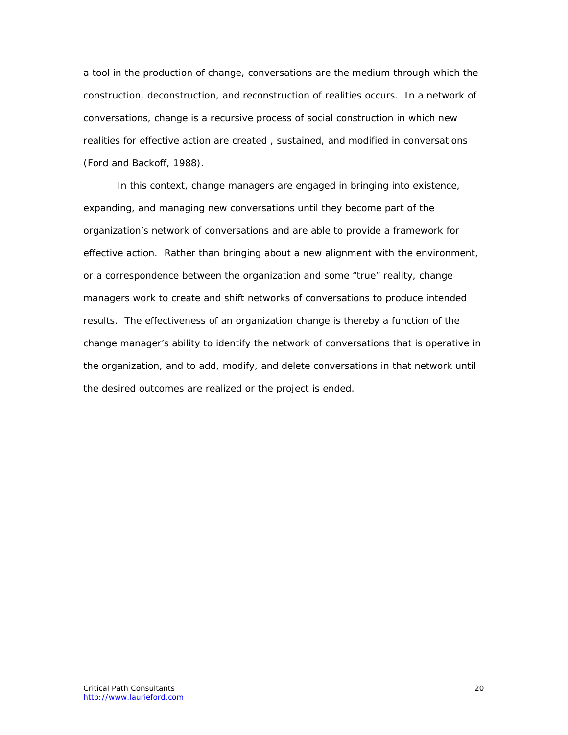a tool in the production of change, conversations are the medium through which the construction, deconstruction, and reconstruction of realities occurs. In a network of conversations, change is a recursive process of social construction in which new realities for effective action are created , sustained, and modified in conversations (Ford and Backoff, 1988).

In this context, change managers are engaged in bringing into existence, expanding, and managing new conversations until they become part of the organization's network of conversations and are able to provide a framework for effective action. Rather than bringing about a new alignment with the environment, or a correspondence between the organization and some "true" reality, change managers work to create and shift networks of conversations to produce intended results. The effectiveness of an organization change is thereby a function of the change manager's ability to identify the network of conversations that is operative in the organization, and to add, modify, and delete conversations in that network until the desired outcomes are realized or the project is ended.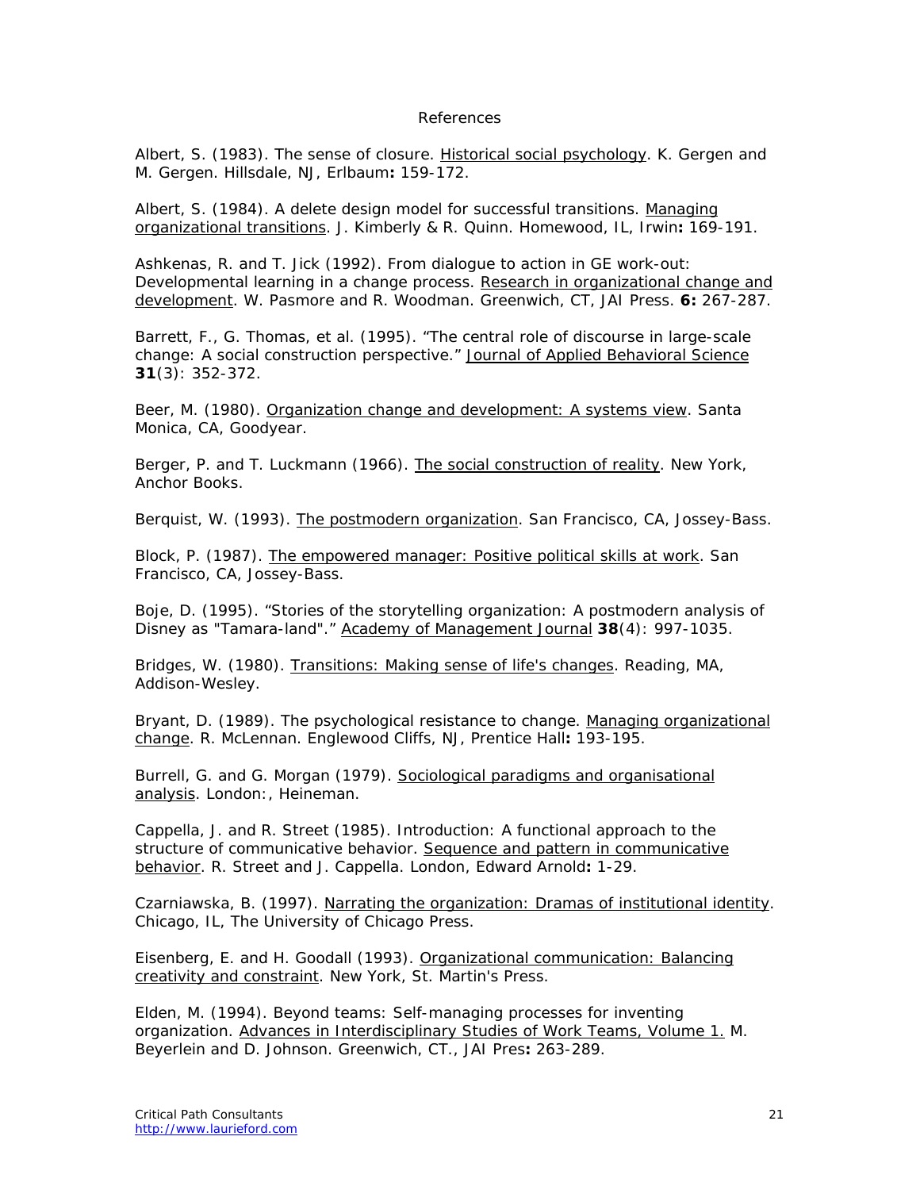# References

Albert, S. (1983). The sense of closure. Historical social psychology. K. Gergen and M. Gergen. Hillsdale, NJ, Erlbaum**:** 159-172.

Albert, S. (1984). A delete design model for successful transitions. Managing organizational transitions. J. Kimberly & R. Quinn. Homewood, IL, Irwin**:** 169-191.

Ashkenas, R. and T. Jick (1992). From dialogue to action in GE work-out: Developmental learning in a change process. Research in organizational change and development. W. Pasmore and R. Woodman. Greenwich, CT, JAI Press. **6:** 267-287.

Barrett, F., G. Thomas, et al. (1995). “The central role of discourse in large-scale change: A social construction perspective.” Journal of Applied Behavioral Science **31**(3): 352-372.

Beer, M. (1980). Organization change and development: A systems view. Santa Monica, CA, Goodyear.

Berger, P. and T. Luckmann (1966). The social construction of reality. New York, Anchor Books.

Berquist, W. (1993). The postmodern organization. San Francisco, CA, Jossey-Bass.

Block, P. (1987). The empowered manager: Positive political skills at work. San Francisco, CA, Jossey-Bass.

Boje, D. (1995). “Stories of the storytelling organization: A postmodern analysis of Disney as "Tamara-land".” Academy of Management Journal **38**(4): 997-1035.

Bridges, W. (1980). Transitions: Making sense of life's changes. Reading, MA, Addison-Wesley.

Bryant, D. (1989). The psychological resistance to change. Managing organizational change. R. McLennan. Englewood Cliffs, NJ, Prentice Hall**:** 193-195.

Burrell, G. and G. Morgan (1979). Sociological paradigms and organisational analysis. London:, Heineman.

Cappella, J. and R. Street (1985). Introduction: A functional approach to the structure of communicative behavior. Sequence and pattern in communicative behavior. R. Street and J. Cappella. London, Edward Arnold**:** 1-29.

Czarniawska, B. (1997). Narrating the organization: Dramas of institutional identity. Chicago, IL, The University of Chicago Press.

Eisenberg, E. and H. Goodall (1993). Organizational communication: Balancing creativity and constraint. New York, St. Martin's Press.

Elden, M. (1994). Beyond teams: Self-managing processes for inventing organization. Advances in Interdisciplinary Studies of Work Teams, Volume 1. M. Beyerlein and D. Johnson. Greenwich, CT., JAI Pres**:** 263-289.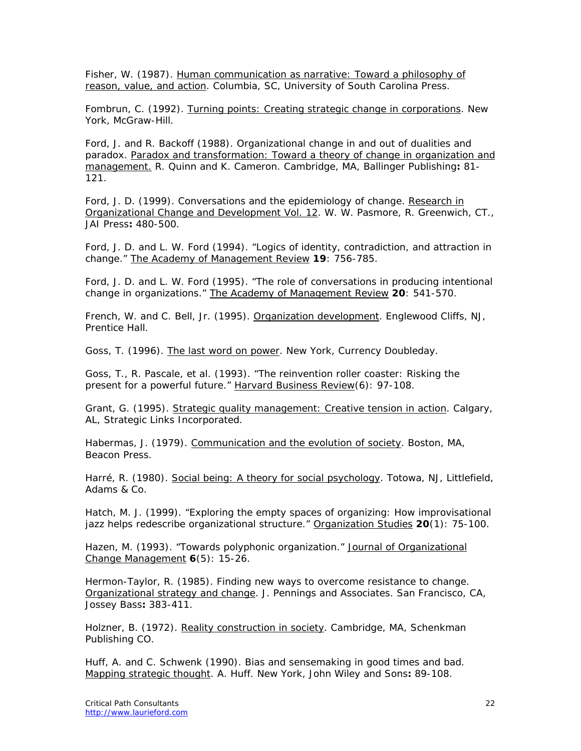Fisher, W. (1987). Human communication as narrative: Toward a philosophy of reason, value, and action. Columbia, SC, University of South Carolina Press.

Fombrun, C. (1992). Turning points: Creating strategic change in corporations. New York, McGraw-Hill.

Ford, J. and R. Backoff (1988). Organizational change in and out of dualities and paradox. Paradox and transformation: Toward a theory of change in organization and management. R. Quinn and K. Cameron. Cambridge, MA, Ballinger Publishing**:** 81-121.

Ford, J. D. (1999). Conversations and the epidemiology of change. Research in Organizational Change and Development Vol. 12. W. W. Pasmore, R. Greenwich, CT., JAI Press**:** 480-500.

Ford, J. D. and L. W. Ford (1994). "Logics of identity, contradiction, and attraction in change." The Academy of Management Review **19**: 756-785.

Ford, J. D. and L. W. Ford (1995). "The role of conversations in producing intentional change in organizations." The Academy of Management Review **20**: 541-570.

French, W. and C. Bell, Jr. (1995). Organization development. Englewood Cliffs, NJ, Prentice Hall.

Goss, T. (1996). The last word on power. New York, Currency Doubleday.

Goss, T., R. Pascale, et al. (1993). "The reinvention roller coaster: Risking the present for a powerful future." Harvard Business Review(6): 97-108.

Grant, G. (1995). Strategic quality management: Creative tension in action. Calgary, AL, Strategic Links Incorporated.

Habermas, J. (1979). Communication and the evolution of society. Boston, MA, Beacon Press.

Harré, R. (1980). Social being: A theory for social psychology. Totowa, NJ, Littlefield, Adams & Co.

Hatch, M. J. (1999). "Exploring the empty spaces of organizing: How improvisational jazz helps redescribe organizational structure." Organization Studies **20**(1): 75-100.

Hazen, M. (1993). "Towards polyphonic organization." Journal of Organizational Change Management **6**(5): 15-26.

Hermon-Taylor, R. (1985). Finding new ways to overcome resistance to change. Organizational strategy and change. J. Pennings and Associates. San Francisco, CA, Jossey Bass**:** 383-411.

Holzner, B. (1972). Reality construction in society. Cambridge, MA, Schenkman Publishing CO.

Huff, A. and C. Schwenk (1990). Bias and sensemaking in good times and bad. Mapping strategic thought. A. Huff. New York, John Wiley and Sons**:** 89-108.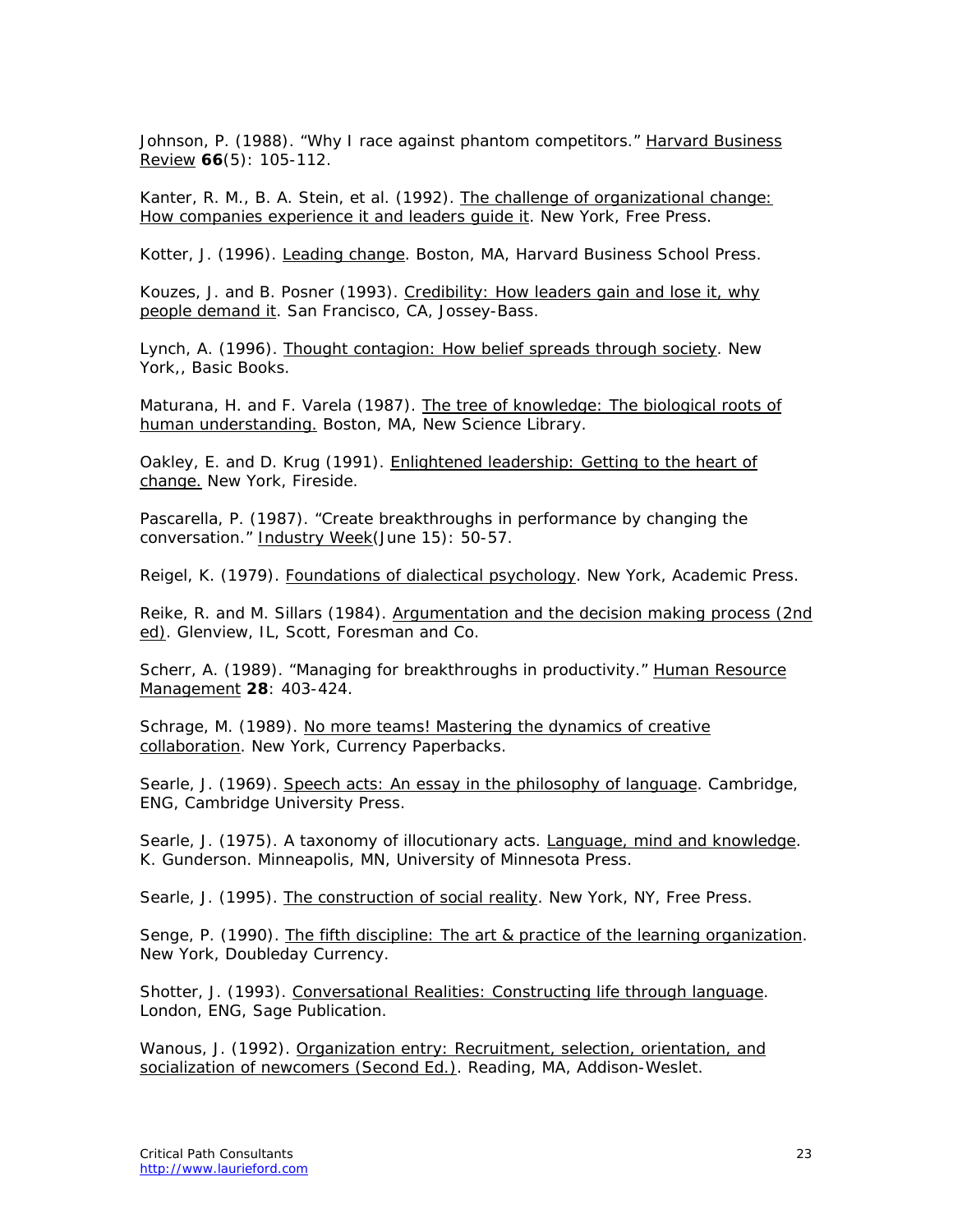Johnson, P. (1988). “Why I race against phantom competitors.” Harvard Business Review **66**(5): 105-112.

Kanter, R. M., B. A. Stein, et al. (1992). The challenge of organizational change: How companies experience it and leaders guide it. New York, Free Press.

Kotter, J. (1996). Leading change. Boston, MA, Harvard Business School Press.

Kouzes, J. and B. Posner (1993). Credibility: How leaders gain and lose it, why people demand it. San Francisco, CA, Jossey-Bass.

Lynch, A. (1996). Thought contagion: How belief spreads through society. New York,, Basic Books.

Maturana, H. and F. Varela (1987). The tree of knowledge: The biological roots of human understanding. Boston, MA, New Science Library.

Oakley, E. and D. Krug (1991). Enlightened leadership: Getting to the heart of change. New York, Fireside.

Pascarella, P. (1987). “Create breakthroughs in performance by changing the conversation.” Industry Week(June 15): 50-57.

Reigel, K. (1979). Foundations of dialectical psychology. New York, Academic Press.

Reike, R. and M. Sillars (1984). Argumentation and the decision making process (2nd ed). Glenview, IL, Scott, Foresman and Co.

Scherr, A. (1989). “Managing for breakthroughs in productivity.” Human Resource Management **28**: 403-424.

Schrage, M. (1989). No more teams! Mastering the dynamics of creative collaboration. New York, Currency Paperbacks.

Searle, J. (1969). Speech acts: An essay in the philosophy of language. Cambridge, ENG, Cambridge University Press.

Searle, J. (1975). A taxonomy of illocutionary acts. Language, mind and knowledge. K. Gunderson. Minneapolis, MN, University of Minnesota Press.

Searle, J. (1995). The construction of social reality. New York, NY, Free Press.

Senge, P. (1990). The fifth discipline: The art & practice of the learning organization. New York, Doubleday Currency.

Shotter, J. (1993). Conversational Realities: Constructing life through language. London, ENG, Sage Publication.

Wanous, J. (1992). Organization entry: Recruitment, selection, orientation, and socialization of newcomers (Second Ed.). Reading, MA, Addison-Weslet.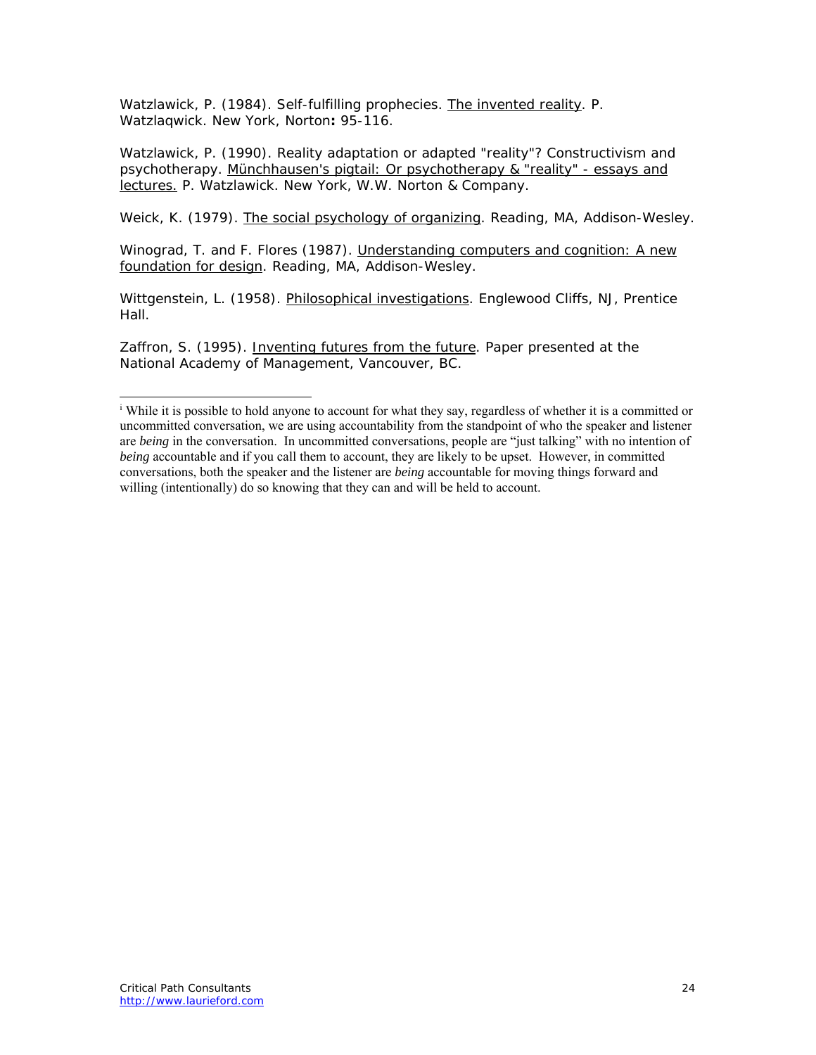Watzlawick, P. (1984). Self-fulfilling prophecies. The invented reality. P. Watzlaqwick. New York, Norton**:** 95-116.

Watzlawick, P. (1990). Reality adaptation or adapted "reality"? Constructivism and psychotherapy. Münchhausen's pigtail: Or psychotherapy & "reality" - essays and lectures. P. Watzlawick. New York, W.W. Norton & Company.

Weick, K. (1979). The social psychology of organizing. Reading, MA, Addison-Wesley.

Winograd, T. and F. Flores (1987). Understanding computers and cognition: A new foundation for design. Reading, MA, Addison-Wesley.

Wittgenstein, L. (1958). Philosophical investigations. Englewood Cliffs, NJ, Prentice Hall.

Zaffron, S. (1995). Inventing futures from the future. Paper presented at the National Academy of Management, Vancouver, BC.

---

[i] While it is possible to hold anyone to account for what they say, regardless of whether it is a committed or uncommitted conversation, we are using accountability from the standpoint of who the speaker and listener are *being* in the conversation. In uncommitted conversations, people are "just talking" with no intention of *being* accountable and if you call them to account, they are likely to be upset. However, in committed conversations, both the speaker and the listener are *being* accountable for moving things forward and willing (intentionally) do so knowing that they can and will be held to account.